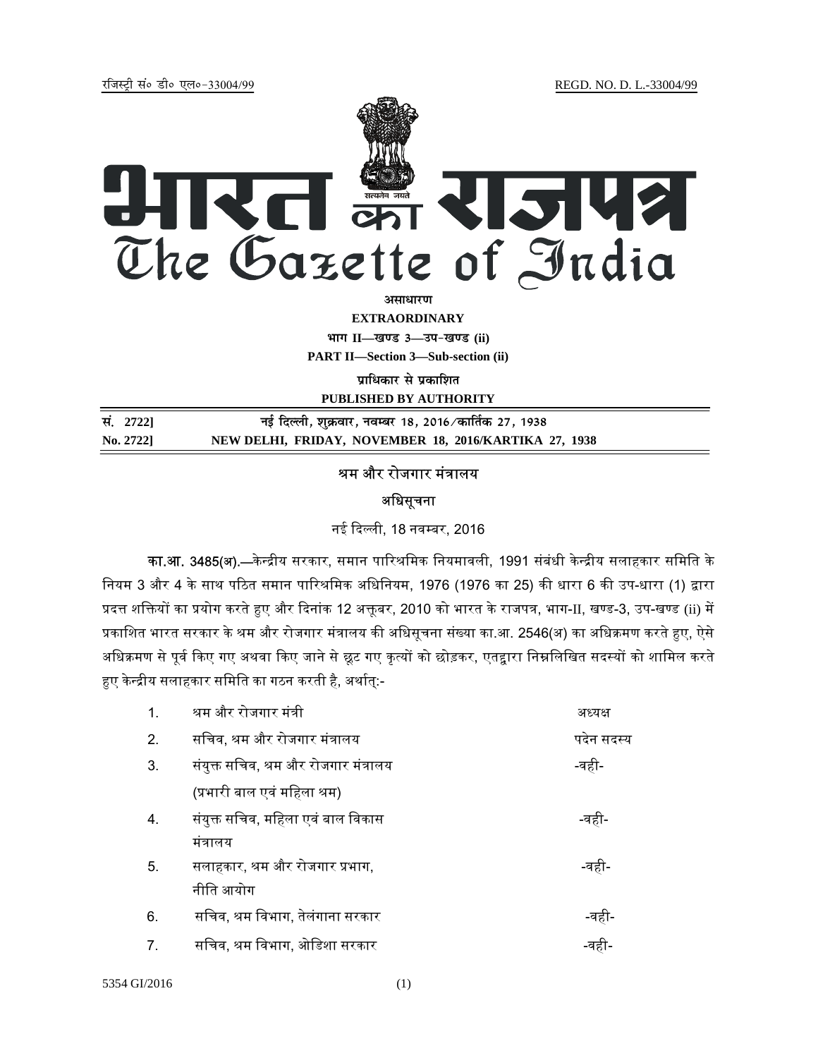रजिस्ट्री सं० डी० एल०-33004/99 REGD. NO. D. L.-33004/99

# भारत का राजपत्र
# The Gazette of India

**असाधारण**

**EXTRAORDINARY**

**भाग II—खण्ड 3—उप-खण्ड (ii)**

**PART II—Section 3—Sub-section (ii)**

**प्राधिकार से प्रकाशित**

**PUBLISHED BY AUTHORITY**

| | |
|---|---|
| **सं. 2722]** | **नई दिल्ली, शुक्रवार, नवम्बर 18, 2016/कार्तिक 27, 1938** |
| **No. 2722]** | **NEW DELHI, FRIDAY, NOVEMBER 18, 2016/KARTIKA 27, 1938** |

## श्रम और रोजगार मंत्रालय

### अधिसूचना

नई दिल्ली, 18 नवम्बर, 2016

**का.आ. 3485(अ).**—केन्द्रीय सरकार, समान पारिश्रमिक नियमावली, 1991 संबंधी केन्द्रीय सलाहकार समिति के नियम 3 और 4 के साथ पठित समान पारिश्रमिक अधिनियम, 1976 (1976 का 25) की धारा 6 की उप-धारा (1) द्वारा प्रदत्त शक्तियों का प्रयोग करते हुए और दिनांक 12 अक्तूबर, 2010 को भारत के राजपत्र, भाग-II, खण्ड-3, उप-खण्ड (ii) में प्रकाशित भारत सरकार के श्रम और रोजगार मंत्रालय की अधिसूचना संख्या का.आ. 2546(अ) का अधिक्रमण करते हुए, ऐसे अधिक्रमण से पूर्व किए गए अथवा किए जाने से छूट गए कृत्यों को छोड़कर, एतद्वारा निम्नलिखित सदस्यों को शामिल करते हुए केन्द्रीय सलाहकार समिति का गठन करती है, अर्थात्:-

| | | |
|---|---|---|
| 1. | श्रम और रोजगार मंत्री | अध्यक्ष |
| 2. | सचिव, श्रम और रोजगार मंत्रालय | पदेन सदस्य |
| 3. | संयुक्त सचिव, श्रम और रोजगार मंत्रालय (प्रभारी बाल एवं महिला श्रम) | -वही- |
| 4. | संयुक्त सचिव, महिला एवं बाल विकास मंत्रालय | -वही- |
| 5. | सलाहकार, श्रम और रोजगार प्रभाग, नीति आयोग | -वही- |
| 6. | सचिव, श्रम विभाग, तेलंगाना सरकार | -वही- |
| 7. | सचिव, श्रम विभाग, ओडिशा सरकार | -वही- |

5354 GI/2016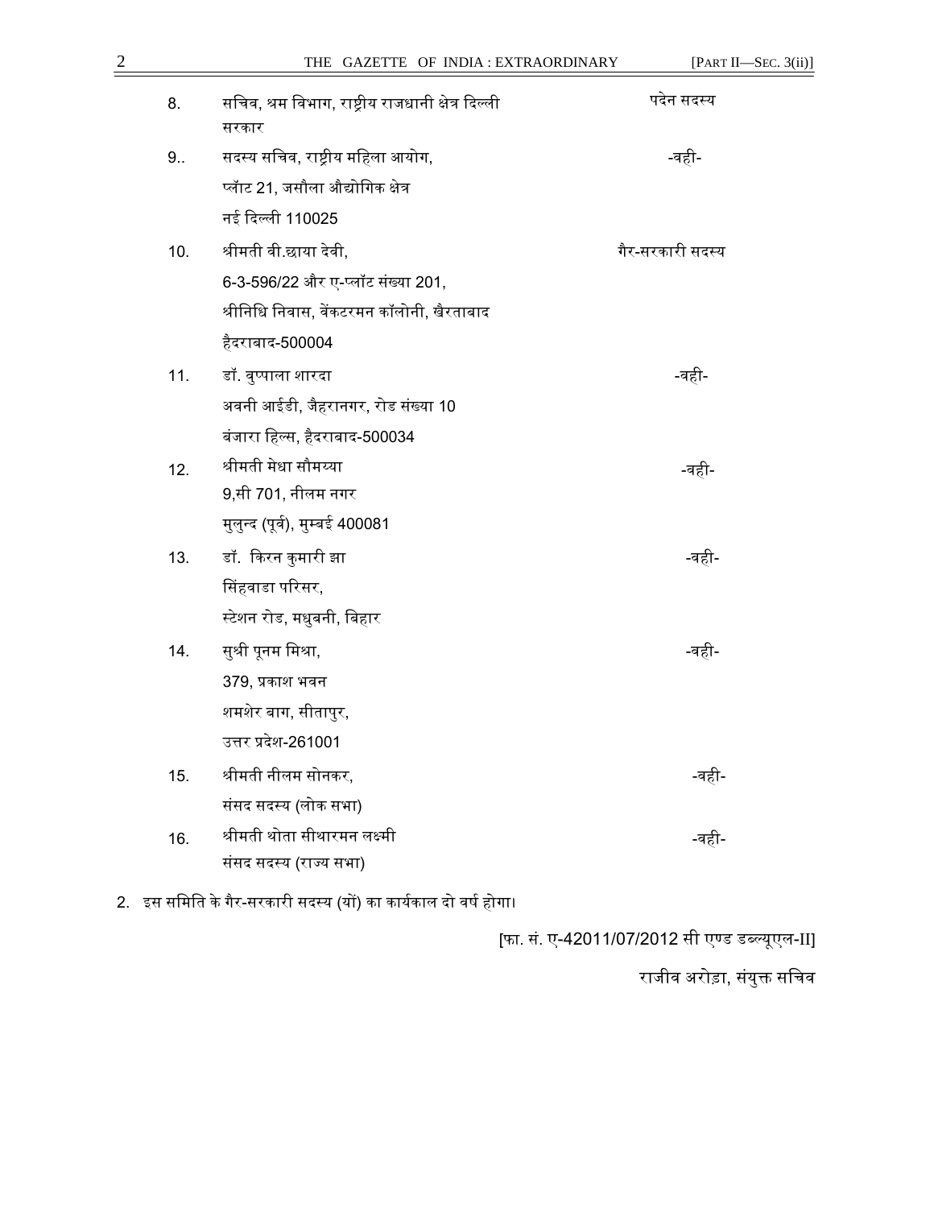| | | |
|---|---|---|
| 8. | सचिव, श्रम विभाग, राष्ट्रीय राजधानी क्षेत्र दिल्ली सरकार | पदेन सदस्य |
| 9.. | सदस्य सचिव, राष्ट्रीय महिला आयोग, प्लॉट 21, जसौला औद्योगिक क्षेत्र नई दिल्ली 110025 | -वही- |
| 10. | श्रीमती वी.छाया देवी, 6-3-596/22 और ए-प्लॉट संख्या 201, श्रीनिधि निवास, वेंकटरमन कॉलोनी, खैरताबाद हैदराबाद-500004 | गैर-सरकारी सदस्य |
| 11. | डॉ. वुप्पाला शारदा अवनी आईडी, जैहरानगर, रोड संख्या 10 बंजारा हिल्स, हैदराबाद-500034 | -वही- |
| 12. | श्रीमती मेधा सौमय्या 9,सी 701, नीलम नगर मुलुन्द (पूर्व), मुम्बई 400081 | -वही- |
| 13. | डॉ. किरन कुमारी झा सिंहवाडा परिसर, स्टेशन रोड, मधुबनी, बिहार | -वही- |
| 14. | सुश्री पूनम मिश्रा, 379, प्रकाश भवन शमशेर बाग, सीतापुर, उत्तर प्रदेश-261001 | -वही- |
| 15. | श्रीमती नीलम सोनकर, संसद सदस्य (लोक सभा) | -वही- |
| 16. | श्रीमती थोता सीथारमन लक्ष्मी संसद सदस्य (राज्य सभा) | -वही- |

2. इस समिति के गैर-सरकारी सदस्य (यों) का कार्यकाल दो वर्ष होगा।

[फा. सं. ए-42011/07/2012 सी एण्ड डब्ल्यूएल-II]

राजीव अरोड़ा, संयुक्त सचिव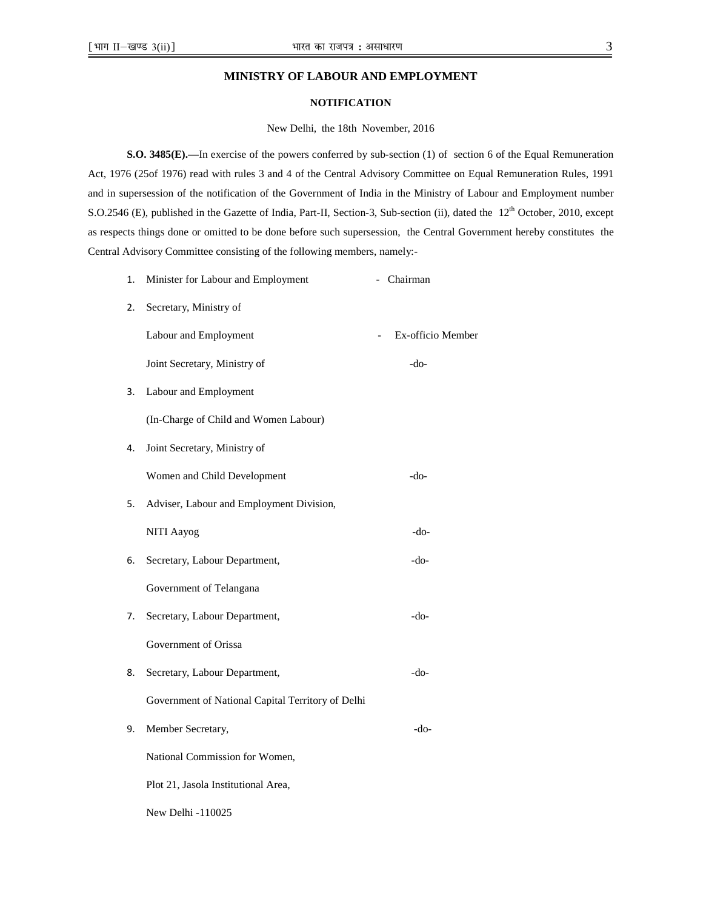## MINISTRY OF LABOUR AND EMPLOYMENT

### NOTIFICATION

New Delhi, the 18th November, 2016

**S.O. 3485(E).—**In exercise of the powers conferred by sub-section (1) of section 6 of the Equal Remuneration Act, 1976 (25of 1976) read with rules 3 and 4 of the Central Advisory Committee on Equal Remuneration Rules, 1991 and in supersession of the notification of the Government of India in the Ministry of Labour and Employment number S.O.2546 (E), published in the Gazette of India, Part-II, Section-3, Sub-section (ii), dated the 12th October, 2010, except as respects things done or omitted to be done before such supersession, the Central Government hereby constitutes the Central Advisory Committee consisting of the following members, namely:-

| | | |
|---|---|---|
| 1. | Minister for Labour and Employment | - Chairman |
| 2. | Secretary, Ministry of Labour and Employment | - Ex-officio Member |
| 3. | Joint Secretary, Ministry of Labour and Employment (In-Charge of Child and Women Labour) | -do- |
| 4. | Joint Secretary, Ministry of Women and Child Development | -do- |
| 5. | Adviser, Labour and Employment Division, NITI Aayog | -do- |
| 6. | Secretary, Labour Department, Government of Telangana | -do- |
| 7. | Secretary, Labour Department, Government of Orissa | -do- |
| 8. | Secretary, Labour Department, Government of National Capital Territory of Delhi | -do- |
| 9. | Member Secretary, National Commission for Women, Plot 21, Jasola Institutional Area, New Delhi -110025 | -do- |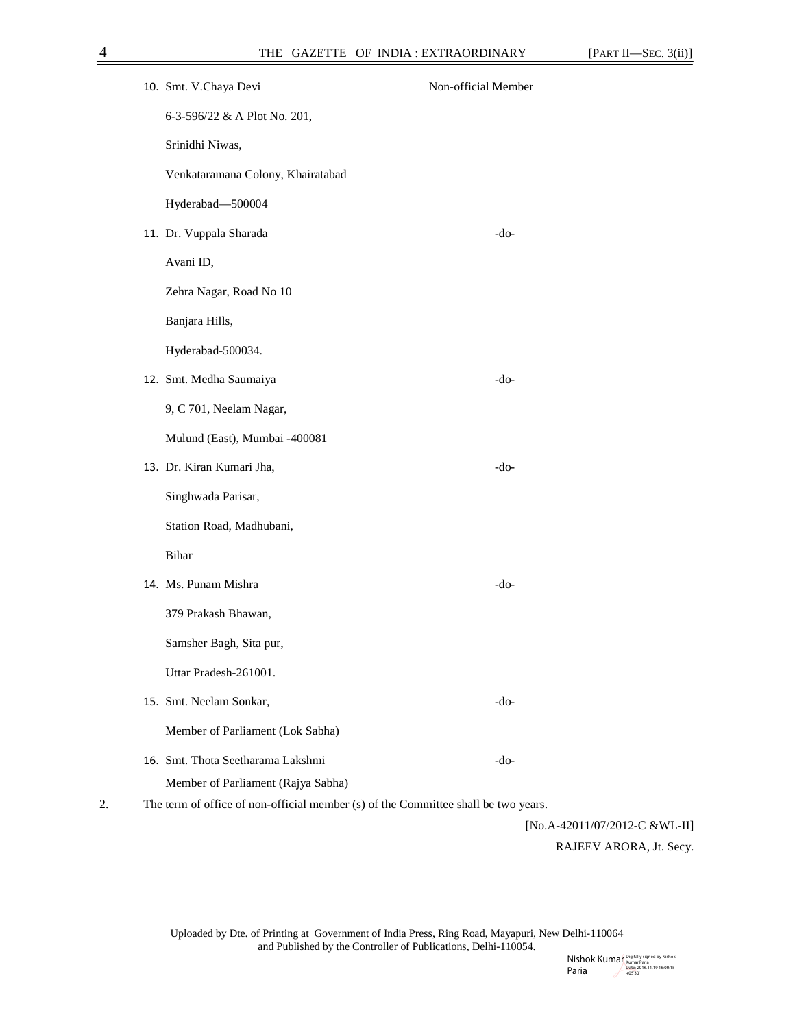10. Smt. V.Chaya Devi — Non-official Member

    6-3-596/22 & A Plot No. 201,

    Srinidhi Niwas,

    Venkataramana Colony, Khairatabad

    Hyderabad—500004

11. Dr. Vuppala Sharada — -do-

    Avani ID,

    Zehra Nagar, Road No 10

    Banjara Hills,

    Hyderabad-500034.

12. Smt. Medha Saumaiya — -do-

    9, C 701, Neelam Nagar,

    Mulund (East), Mumbai -400081

13. Dr. Kiran Kumari Jha, — -do-

    Singhwada Parisar,

    Station Road, Madhubani,

    Bihar

14. Ms. Punam Mishra — -do-

    379 Prakash Bhawan,

    Samsher Bagh, Sita pur,

    Uttar Pradesh-261001.

15. Smt. Neelam Sonkar, — -do-

    Member of Parliament (Lok Sabha)

16. Smt. Thota Seetharama Lakshmi — -do-

    Member of Parliament (Rajya Sabha)

2. The term of office of non-official member (s) of the Committee shall be two years.

[No.A-42011/07/2012-C &WL-II]

RAJEEV ARORA, Jt. Secy.

Uploaded by Dte. of Printing at Government of India Press, Ring Road, Mayapuri, New Delhi-110064 and Published by the Controller of Publications, Delhi-110054.